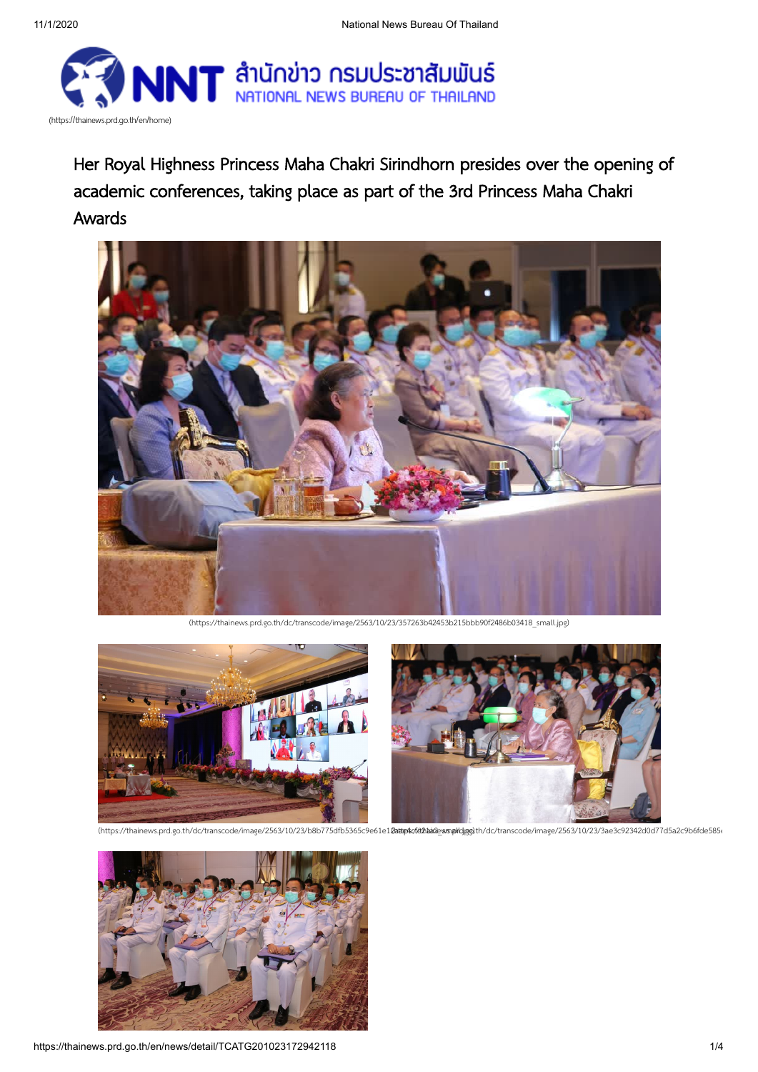(https://thainews.prd.go.th/en/home)

# Her Royal Highness Princess Maha Chakri Sirindhorn presides over the opening of academic conferences, taking place as part of the 3rd Princess Maha Chakri Awards

(https://thainews.prd.go.th/dc/transcode/image/2563/10/23/357263b42453b215bbb90f2486b03418_small.jpg)

(https://thainews.prd.go.th/dc/transcode/image/2563/10/23/b8b775dfb5365c9e61e1...) (https://thainews.prd.go.th/dc/transcode/image/2563/10/23/3ae3c92342d0d77d5a2c9b6fde585...)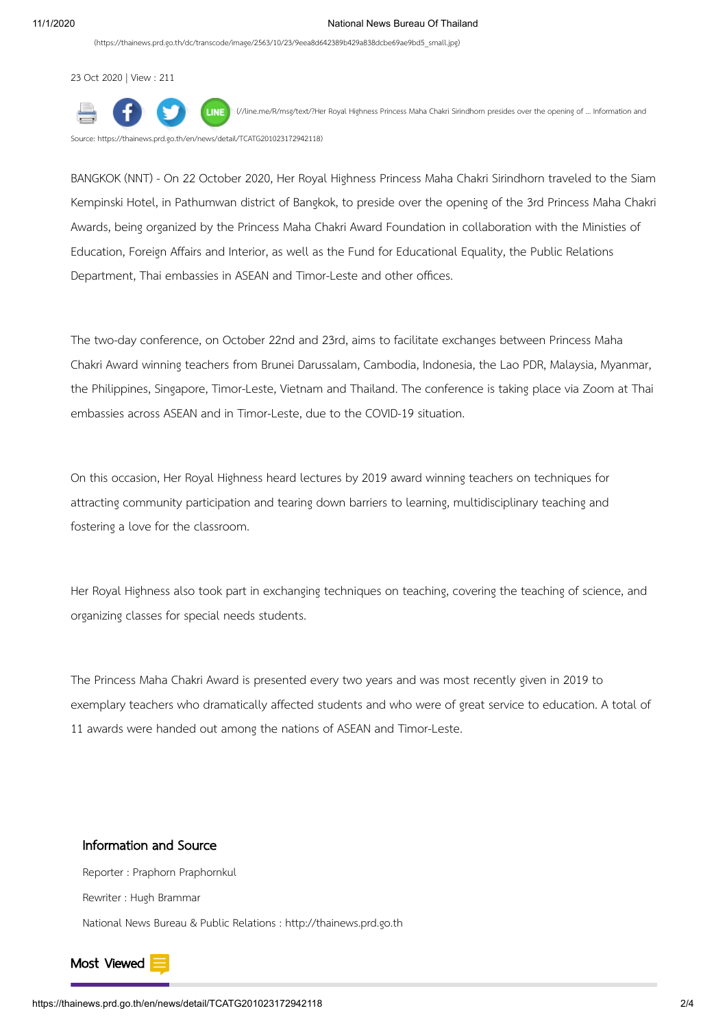(https://thainews.prd.go.th/dc/transcode/image/2563/10/23/9eea8d642389b429a838dcbe69ae9bd5_small.jpg)

23 Oct 2020 | View : 211

(//line.me/R/msg/text/?Her Royal Highness Princess Maha Chakri Sirindhorn presides over the opening of ... Information and Source: https://thainews.prd.go.th/en/news/detail/TCATG201023172942118)

BANGKOK (NNT) - On 22 October 2020, Her Royal Highness Princess Maha Chakri Sirindhorn traveled to the Siam Kempinski Hotel, in Pathumwan district of Bangkok, to preside over the opening of the 3rd Princess Maha Chakri Awards, being organized by the Princess Maha Chakri Award Foundation in collaboration with the Ministies of Education, Foreign Affairs and Interior, as well as the Fund for Educational Equality, the Public Relations Department, Thai embassies in ASEAN and Timor-Leste and other offices.

The two-day conference, on October 22nd and 23rd, aims to facilitate exchanges between Princess Maha Chakri Award winning teachers from Brunei Darussalam, Cambodia, Indonesia, the Lao PDR, Malaysia, Myanmar, the Philippines, Singapore, Timor-Leste, Vietnam and Thailand. The conference is taking place via Zoom at Thai embassies across ASEAN and in Timor-Leste, due to the COVID-19 situation.

On this occasion, Her Royal Highness heard lectures by 2019 award winning teachers on techniques for attracting community participation and tearing down barriers to learning, multidisciplinary teaching and fostering a love for the classroom.

Her Royal Highness also took part in exchanging techniques on teaching, covering the teaching of science, and organizing classes for special needs students.

The Princess Maha Chakri Award is presented every two years and was most recently given in 2019 to exemplary teachers who dramatically affected students and who were of great service to education. A total of 11 awards were handed out among the nations of ASEAN and Timor-Leste.

## Information and Source

Reporter : Praphorn Praphornkul

Rewriter : Hugh Brammar

National News Bureau & Public Relations : http://thainews.prd.go.th

## Most Viewed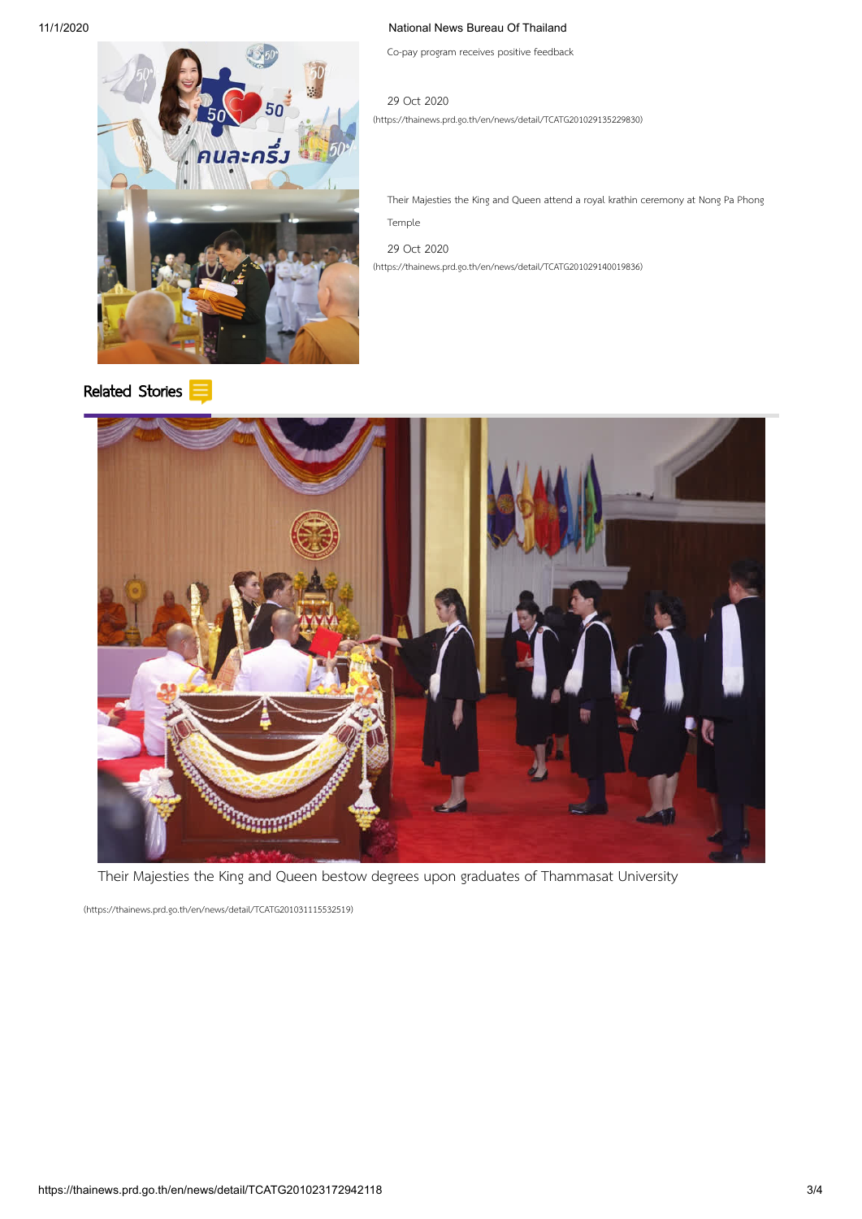Co-pay program receives positive feedback

29 Oct 2020

(https://thainews.prd.go.th/en/news/detail/TCATG201029135229830)

Their Majesties the King and Queen attend a royal krathin ceremony at Nong Pa Phong Temple

29 Oct 2020

(https://thainews.prd.go.th/en/news/detail/TCATG201029140019836)

## Related Stories

Their Majesties the King and Queen bestow degrees upon graduates of Thammasat University

(https://thainews.prd.go.th/en/news/detail/TCATG201031115532519)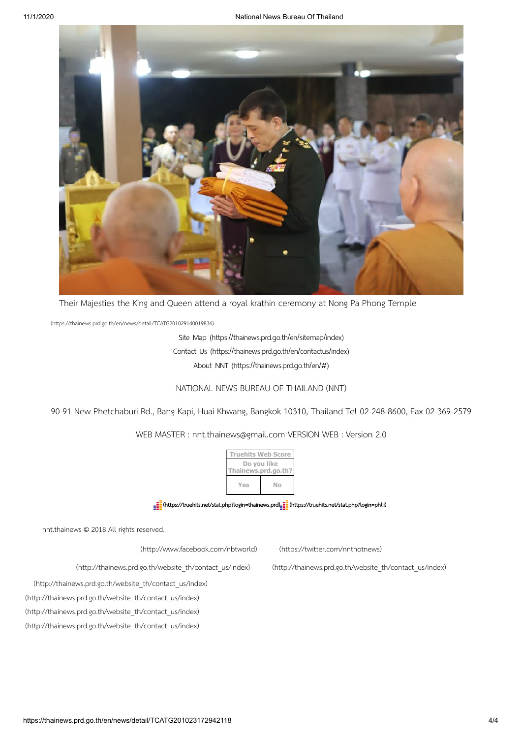Their Majesties the King and Queen attend a royal krathin ceremony at Nong Pa Phong Temple

(https://thainews.prd.go.th/en/news/detail/TCATG201029140019836)

Site Map (https://thainews.prd.go.th/en/sitemap/index)

Contact Us (https://thainews.prd.go.th/en/contactus/index)

About NNT (https://thainews.prd.go.th/en/#)

NATIONAL NEWS BUREAU OF THAILAND (NNT)

90-91 New Phetchaburi Rd., Bang Kapi, Huai Khwang, Bangkok 10310, Thailand Tel 02-248-8600, Fax 02-369-2579

WEB MASTER : nnt.thainews@gmail.com VERSION WEB : Version 2.0

| Truehits Web Score | |
|---|---|
| Do you like Thainews.prd.go.th? | |
| Yes | No |

(https://truehits.net/stat.php?login=thainews.prd) (https://truehits.net/stat.php?login=phlil)

nnt.thainews © 2018 All rights reserved.

(http://www.facebook.com/nbtworld) (https://twitter.com/nnthotnews)

(http://thainews.prd.go.th/website_th/contact_us/index) (http://thainews.prd.go.th/website_th/contact_us/index)

(http://thainews.prd.go.th/website_th/contact_us/index)

(http://thainews.prd.go.th/website_th/contact_us/index)

(http://thainews.prd.go.th/website_th/contact_us/index)

(http://thainews.prd.go.th/website_th/contact_us/index)